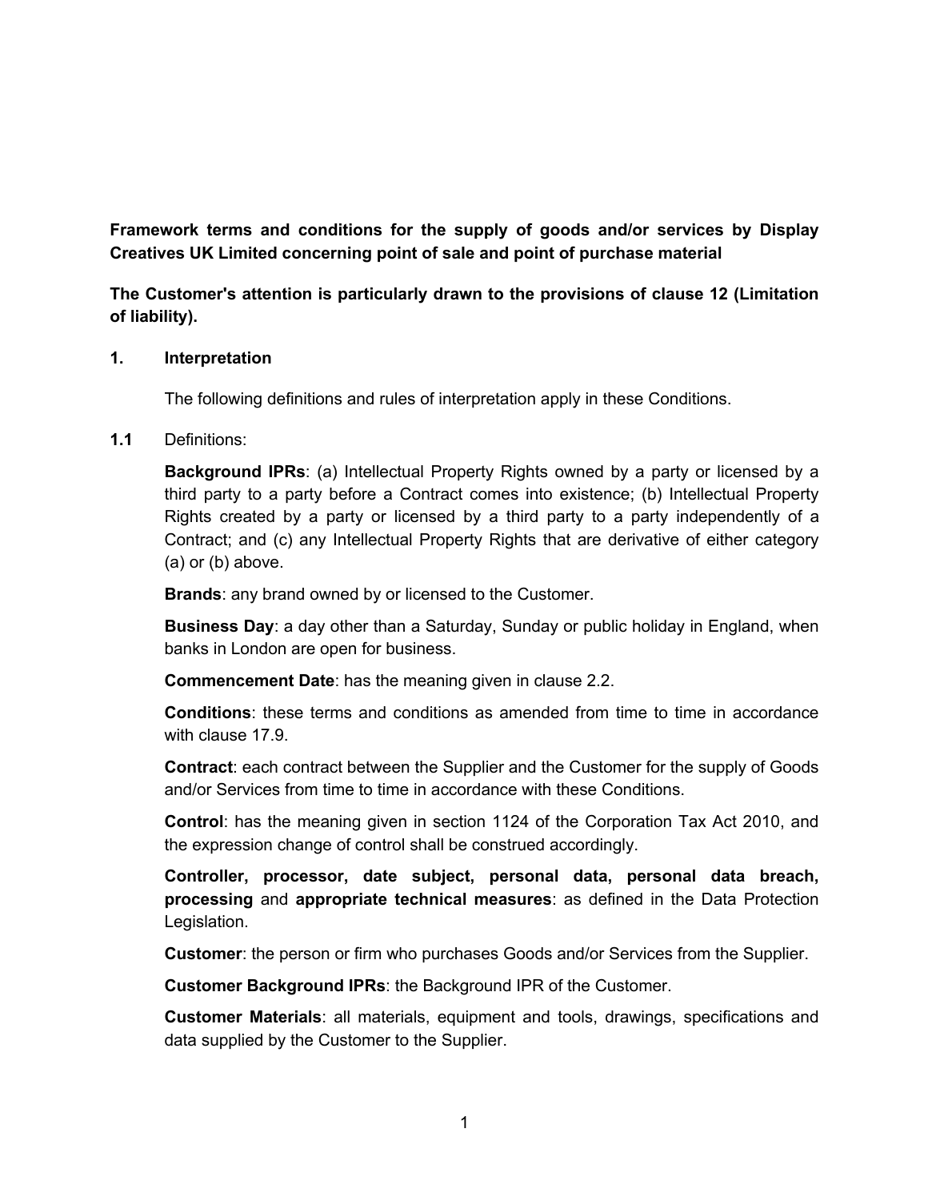**Framework terms and conditions for the supply of goods and/or services by Display Creatives UK Limited concerning point of sale and point of purchase material**

**The Customer's attention is particularly drawn to the provisions of clause 12 (Limitation of liability).**

## 1. Interpretation

The following definitions and rules of interpretation apply in these Conditions.

**1.1** Definitions:

**Background IPRs**: (a) Intellectual Property Rights owned by a party or licensed by a third party to a party before a Contract comes into existence; (b) Intellectual Property Rights created by a party or licensed by a third party to a party independently of a Contract; and (c) any Intellectual Property Rights that are derivative of either category (a) or (b) above.

**Brands**: any brand owned by or licensed to the Customer.

**Business Day**: a day other than a Saturday, Sunday or public holiday in England, when banks in London are open for business.

**Commencement Date**: has the meaning given in clause 2.2.

**Conditions**: these terms and conditions as amended from time to time in accordance with clause 17.9.

**Contract**: each contract between the Supplier and the Customer for the supply of Goods and/or Services from time to time in accordance with these Conditions.

**Control**: has the meaning given in section 1124 of the Corporation Tax Act 2010, and the expression change of control shall be construed accordingly.

**Controller, processor, date subject, personal data, personal data breach, processing** and **appropriate technical measures**: as defined in the Data Protection Legislation.

**Customer**: the person or firm who purchases Goods and/or Services from the Supplier.

**Customer Background IPRs**: the Background IPR of the Customer.

**Customer Materials**: all materials, equipment and tools, drawings, specifications and data supplied by the Customer to the Supplier.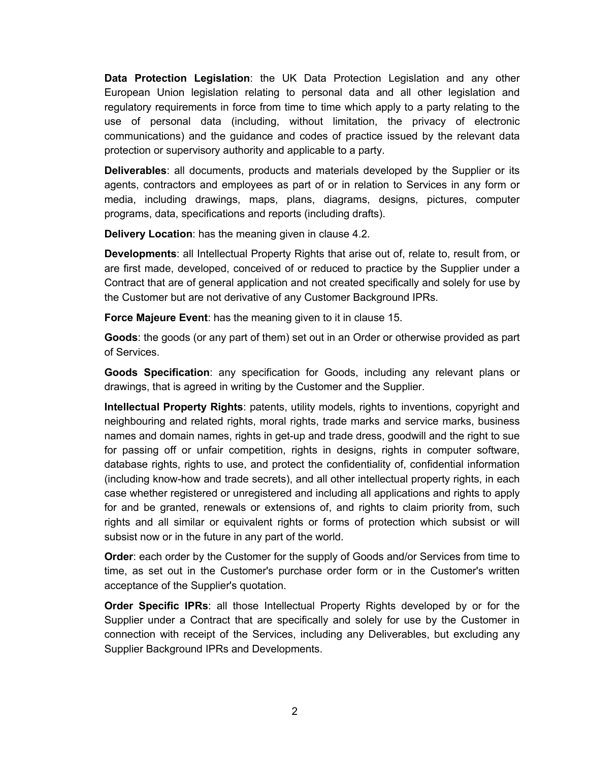**Data Protection Legislation**: the UK Data Protection Legislation and any other European Union legislation relating to personal data and all other legislation and regulatory requirements in force from time to time which apply to a party relating to the use of personal data (including, without limitation, the privacy of electronic communications) and the guidance and codes of practice issued by the relevant data protection or supervisory authority and applicable to a party.

**Deliverables**: all documents, products and materials developed by the Supplier or its agents, contractors and employees as part of or in relation to Services in any form or media, including drawings, maps, plans, diagrams, designs, pictures, computer programs, data, specifications and reports (including drafts).

**Delivery Location**: has the meaning given in clause 4.2.

**Developments**: all Intellectual Property Rights that arise out of, relate to, result from, or are first made, developed, conceived of or reduced to practice by the Supplier under a Contract that are of general application and not created specifically and solely for use by the Customer but are not derivative of any Customer Background IPRs.

**Force Majeure Event**: has the meaning given to it in clause 15.

**Goods**: the goods (or any part of them) set out in an Order or otherwise provided as part of Services.

**Goods Specification**: any specification for Goods, including any relevant plans or drawings, that is agreed in writing by the Customer and the Supplier.

**Intellectual Property Rights**: patents, utility models, rights to inventions, copyright and neighbouring and related rights, moral rights, trade marks and service marks, business names and domain names, rights in get-up and trade dress, goodwill and the right to sue for passing off or unfair competition, rights in designs, rights in computer software, database rights, rights to use, and protect the confidentiality of, confidential information (including know-how and trade secrets), and all other intellectual property rights, in each case whether registered or unregistered and including all applications and rights to apply for and be granted, renewals or extensions of, and rights to claim priority from, such rights and all similar or equivalent rights or forms of protection which subsist or will subsist now or in the future in any part of the world.

**Order**: each order by the Customer for the supply of Goods and/or Services from time to time, as set out in the Customer's purchase order form or in the Customer's written acceptance of the Supplier's quotation.

**Order Specific IPRs**: all those Intellectual Property Rights developed by or for the Supplier under a Contract that are specifically and solely for use by the Customer in connection with receipt of the Services, including any Deliverables, but excluding any Supplier Background IPRs and Developments.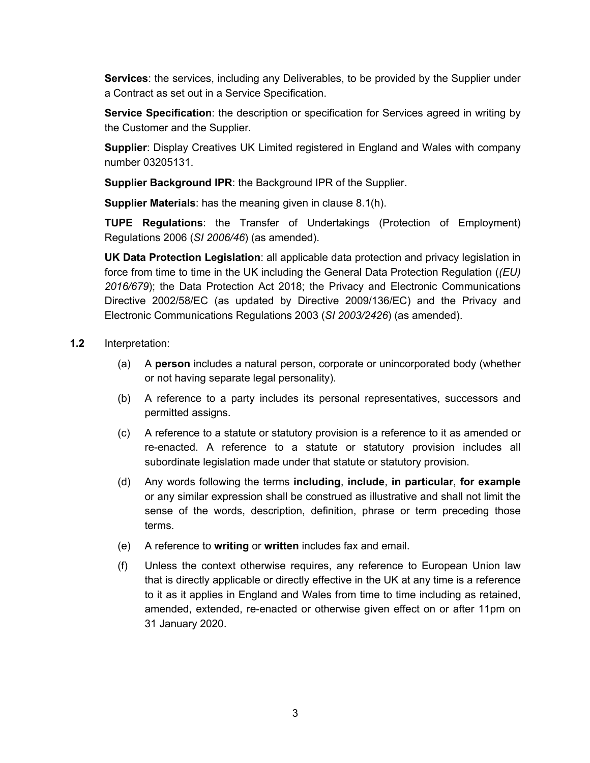**Services**: the services, including any Deliverables, to be provided by the Supplier under a Contract as set out in a Service Specification.

**Service Specification**: the description or specification for Services agreed in writing by the Customer and the Supplier.

**Supplier**: Display Creatives UK Limited registered in England and Wales with company number 03205131.

**Supplier Background IPR**: the Background IPR of the Supplier.

**Supplier Materials**: has the meaning given in clause 8.1(h).

**TUPE Regulations**: the Transfer of Undertakings (Protection of Employment) Regulations 2006 (*SI 2006/46*) (as amended).

**UK Data Protection Legislation**: all applicable data protection and privacy legislation in force from time to time in the UK including the General Data Protection Regulation (*(EU) 2016/679*); the Data Protection Act 2018; the Privacy and Electronic Communications Directive 2002/58/EC (as updated by Directive 2009/136/EC) and the Privacy and Electronic Communications Regulations 2003 (*SI 2003/2426*) (as amended).

**1.2** Interpretation:

(a) A **person** includes a natural person, corporate or unincorporated body (whether or not having separate legal personality).

(b) A reference to a party includes its personal representatives, successors and permitted assigns.

(c) A reference to a statute or statutory provision is a reference to it as amended or re-enacted. A reference to a statute or statutory provision includes all subordinate legislation made under that statute or statutory provision.

(d) Any words following the terms **including**, **include**, **in particular**, **for example** or any similar expression shall be construed as illustrative and shall not limit the sense of the words, description, definition, phrase or term preceding those terms.

(e) A reference to **writing** or **written** includes fax and email.

(f) Unless the context otherwise requires, any reference to European Union law that is directly applicable or directly effective in the UK at any time is a reference to it as it applies in England and Wales from time to time including as retained, amended, extended, re-enacted or otherwise given effect on or after 11pm on 31 January 2020.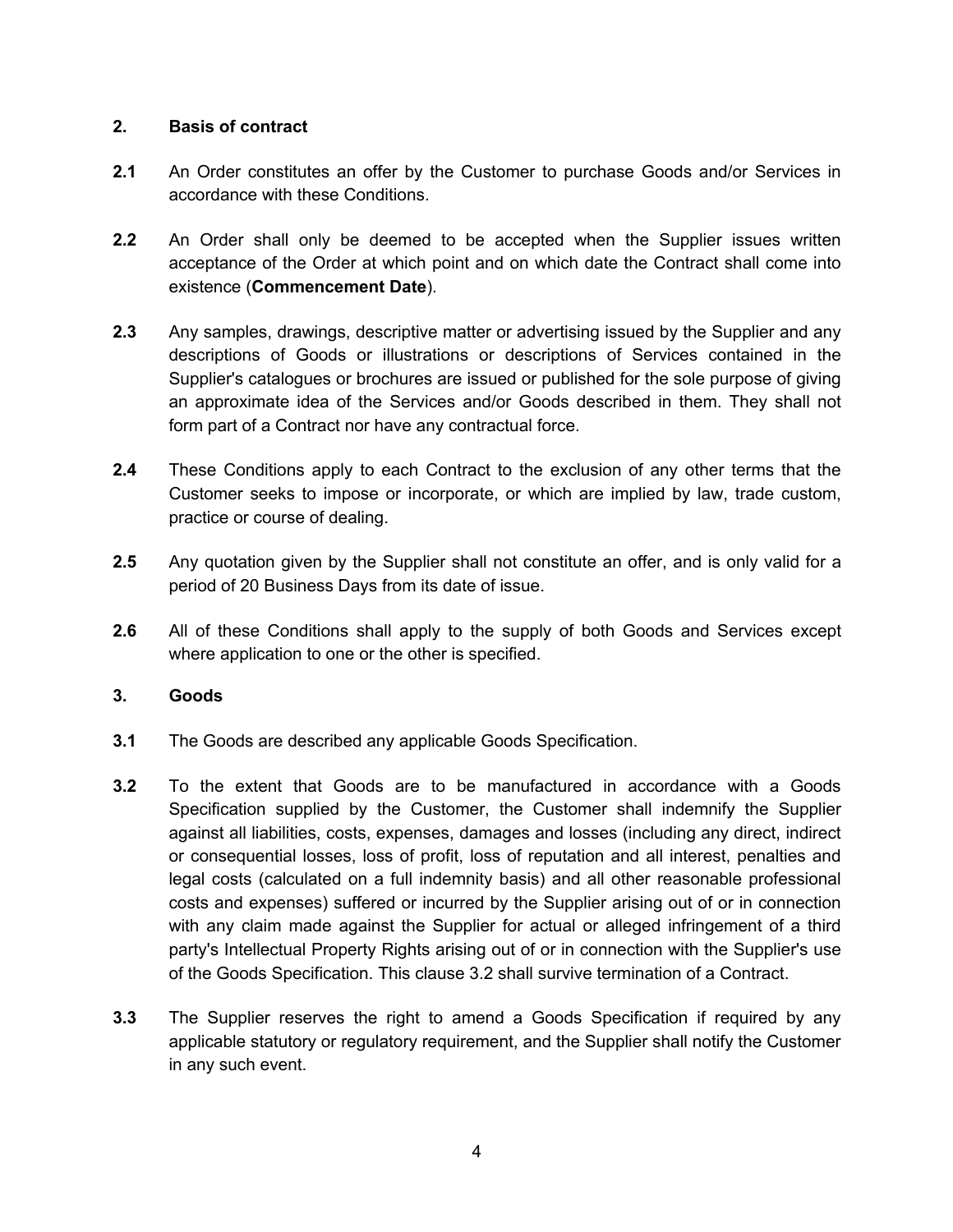## 2. Basis of contract

**2.1** An Order constitutes an offer by the Customer to purchase Goods and/or Services in accordance with these Conditions.

**2.2** An Order shall only be deemed to be accepted when the Supplier issues written acceptance of the Order at which point and on which date the Contract shall come into existence (**Commencement Date**).

**2.3** Any samples, drawings, descriptive matter or advertising issued by the Supplier and any descriptions of Goods or illustrations or descriptions of Services contained in the Supplier's catalogues or brochures are issued or published for the sole purpose of giving an approximate idea of the Services and/or Goods described in them. They shall not form part of a Contract nor have any contractual force.

**2.4** These Conditions apply to each Contract to the exclusion of any other terms that the Customer seeks to impose or incorporate, or which are implied by law, trade custom, practice or course of dealing.

**2.5** Any quotation given by the Supplier shall not constitute an offer, and is only valid for a period of 20 Business Days from its date of issue.

**2.6** All of these Conditions shall apply to the supply of both Goods and Services except where application to one or the other is specified.

## 3. Goods

**3.1** The Goods are described any applicable Goods Specification.

**3.2** To the extent that Goods are to be manufactured in accordance with a Goods Specification supplied by the Customer, the Customer shall indemnify the Supplier against all liabilities, costs, expenses, damages and losses (including any direct, indirect or consequential losses, loss of profit, loss of reputation and all interest, penalties and legal costs (calculated on a full indemnity basis) and all other reasonable professional costs and expenses) suffered or incurred by the Supplier arising out of or in connection with any claim made against the Supplier for actual or alleged infringement of a third party's Intellectual Property Rights arising out of or in connection with the Supplier's use of the Goods Specification. This clause 3.2 shall survive termination of a Contract.

**3.3** The Supplier reserves the right to amend a Goods Specification if required by any applicable statutory or regulatory requirement, and the Supplier shall notify the Customer in any such event.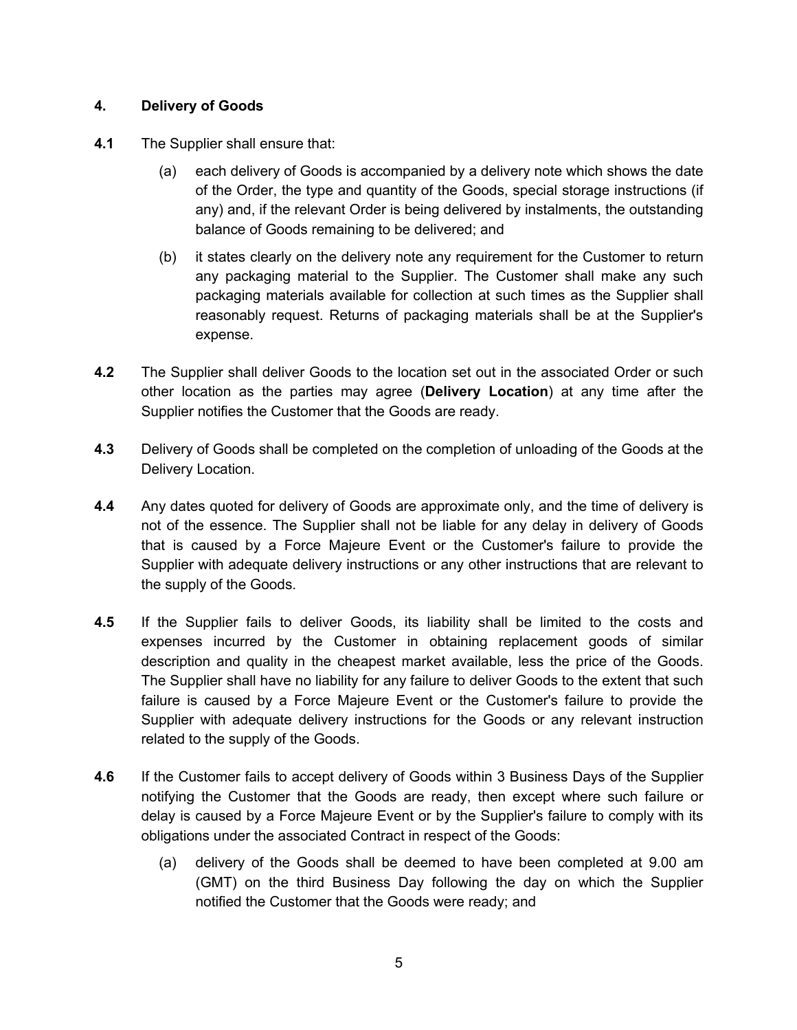## 4. Delivery of Goods

**4.1** The Supplier shall ensure that:

(a) each delivery of Goods is accompanied by a delivery note which shows the date of the Order, the type and quantity of the Goods, special storage instructions (if any) and, if the relevant Order is being delivered by instalments, the outstanding balance of Goods remaining to be delivered; and

(b) it states clearly on the delivery note any requirement for the Customer to return any packaging material to the Supplier. The Customer shall make any such packaging materials available for collection at such times as the Supplier shall reasonably request. Returns of packaging materials shall be at the Supplier's expense.

**4.2** The Supplier shall deliver Goods to the location set out in the associated Order or such other location as the parties may agree (**Delivery Location**) at any time after the Supplier notifies the Customer that the Goods are ready.

**4.3** Delivery of Goods shall be completed on the completion of unloading of the Goods at the Delivery Location.

**4.4** Any dates quoted for delivery of Goods are approximate only, and the time of delivery is not of the essence. The Supplier shall not be liable for any delay in delivery of Goods that is caused by a Force Majeure Event or the Customer's failure to provide the Supplier with adequate delivery instructions or any other instructions that are relevant to the supply of the Goods.

**4.5** If the Supplier fails to deliver Goods, its liability shall be limited to the costs and expenses incurred by the Customer in obtaining replacement goods of similar description and quality in the cheapest market available, less the price of the Goods. The Supplier shall have no liability for any failure to deliver Goods to the extent that such failure is caused by a Force Majeure Event or the Customer's failure to provide the Supplier with adequate delivery instructions for the Goods or any relevant instruction related to the supply of the Goods.

**4.6** If the Customer fails to accept delivery of Goods within 3 Business Days of the Supplier notifying the Customer that the Goods are ready, then except where such failure or delay is caused by a Force Majeure Event or by the Supplier's failure to comply with its obligations under the associated Contract in respect of the Goods:

(a) delivery of the Goods shall be deemed to have been completed at 9.00 am (GMT) on the third Business Day following the day on which the Supplier notified the Customer that the Goods were ready; and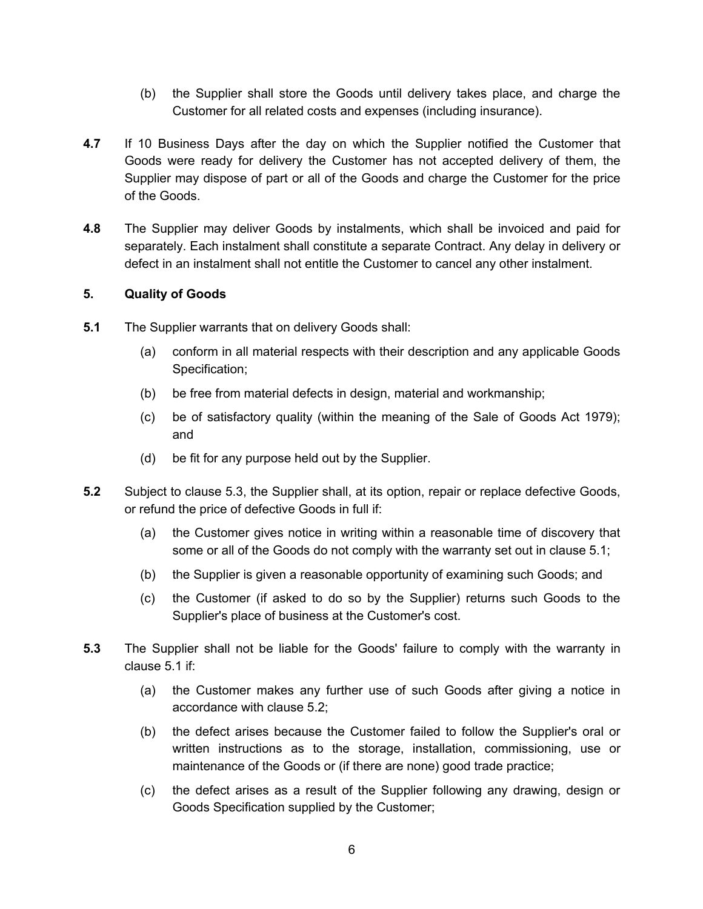(b) the Supplier shall store the Goods until delivery takes place, and charge the Customer for all related costs and expenses (including insurance).

**4.7** If 10 Business Days after the day on which the Supplier notified the Customer that Goods were ready for delivery the Customer has not accepted delivery of them, the Supplier may dispose of part or all of the Goods and charge the Customer for the price of the Goods.

**4.8** The Supplier may deliver Goods by instalments, which shall be invoiced and paid for separately. Each instalment shall constitute a separate Contract. Any delay in delivery or defect in an instalment shall not entitle the Customer to cancel any other instalment.

**5. Quality of Goods**

**5.1** The Supplier warrants that on delivery Goods shall:

(a) conform in all material respects with their description and any applicable Goods Specification;

(b) be free from material defects in design, material and workmanship;

(c) be of satisfactory quality (within the meaning of the Sale of Goods Act 1979); and

(d) be fit for any purpose held out by the Supplier.

**5.2** Subject to clause 5.3, the Supplier shall, at its option, repair or replace defective Goods, or refund the price of defective Goods in full if:

(a) the Customer gives notice in writing within a reasonable time of discovery that some or all of the Goods do not comply with the warranty set out in clause 5.1;

(b) the Supplier is given a reasonable opportunity of examining such Goods; and

(c) the Customer (if asked to do so by the Supplier) returns such Goods to the Supplier's place of business at the Customer's cost.

**5.3** The Supplier shall not be liable for the Goods' failure to comply with the warranty in clause 5.1 if:

(a) the Customer makes any further use of such Goods after giving a notice in accordance with clause 5.2;

(b) the defect arises because the Customer failed to follow the Supplier's oral or written instructions as to the storage, installation, commissioning, use or maintenance of the Goods or (if there are none) good trade practice;

(c) the defect arises as a result of the Supplier following any drawing, design or Goods Specification supplied by the Customer;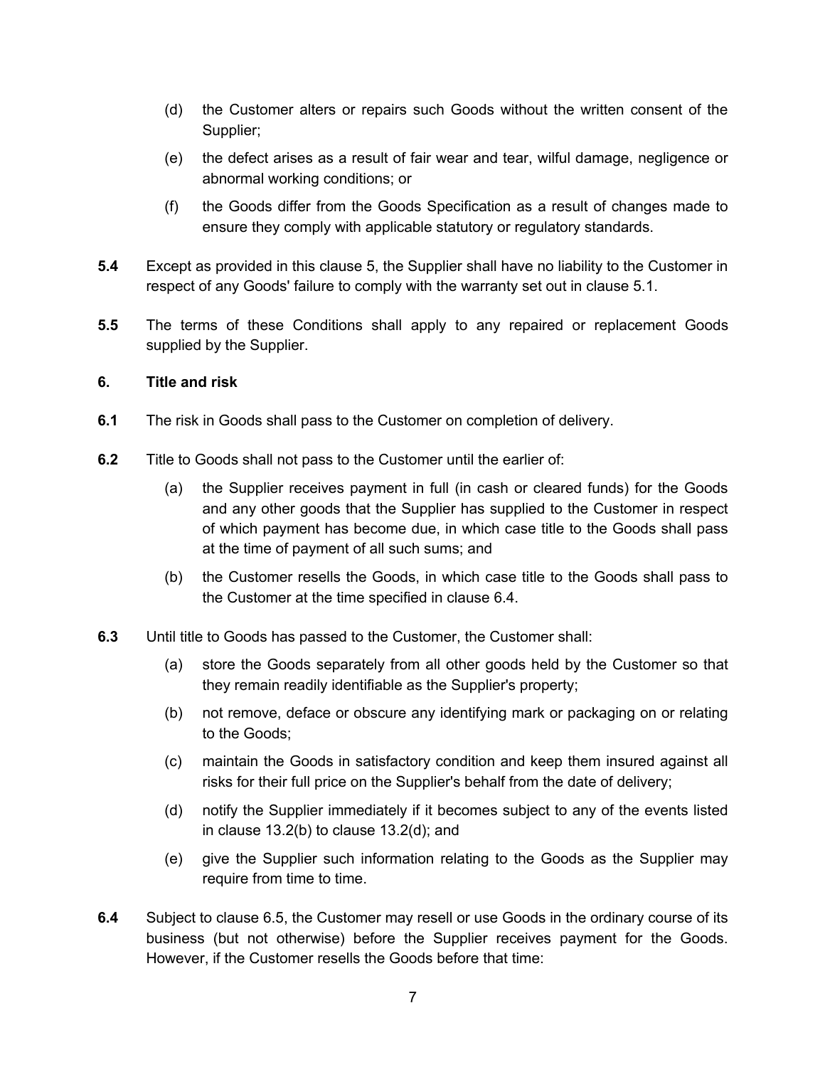(d) the Customer alters or repairs such Goods without the written consent of the Supplier;

(e) the defect arises as a result of fair wear and tear, wilful damage, negligence or abnormal working conditions; or

(f) the Goods differ from the Goods Specification as a result of changes made to ensure they comply with applicable statutory or regulatory standards.

**5.4** Except as provided in this clause 5, the Supplier shall have no liability to the Customer in respect of any Goods' failure to comply with the warranty set out in clause 5.1.

**5.5** The terms of these Conditions shall apply to any repaired or replacement Goods supplied by the Supplier.

## 6. Title and risk

**6.1** The risk in Goods shall pass to the Customer on completion of delivery.

**6.2** Title to Goods shall not pass to the Customer until the earlier of:

(a) the Supplier receives payment in full (in cash or cleared funds) for the Goods and any other goods that the Supplier has supplied to the Customer in respect of which payment has become due, in which case title to the Goods shall pass at the time of payment of all such sums; and

(b) the Customer resells the Goods, in which case title to the Goods shall pass to the Customer at the time specified in clause 6.4.

**6.3** Until title to Goods has passed to the Customer, the Customer shall:

(a) store the Goods separately from all other goods held by the Customer so that they remain readily identifiable as the Supplier's property;

(b) not remove, deface or obscure any identifying mark or packaging on or relating to the Goods;

(c) maintain the Goods in satisfactory condition and keep them insured against all risks for their full price on the Supplier's behalf from the date of delivery;

(d) notify the Supplier immediately if it becomes subject to any of the events listed in clause 13.2(b) to clause 13.2(d); and

(e) give the Supplier such information relating to the Goods as the Supplier may require from time to time.

**6.4** Subject to clause 6.5, the Customer may resell or use Goods in the ordinary course of its business (but not otherwise) before the Supplier receives payment for the Goods. However, if the Customer resells the Goods before that time: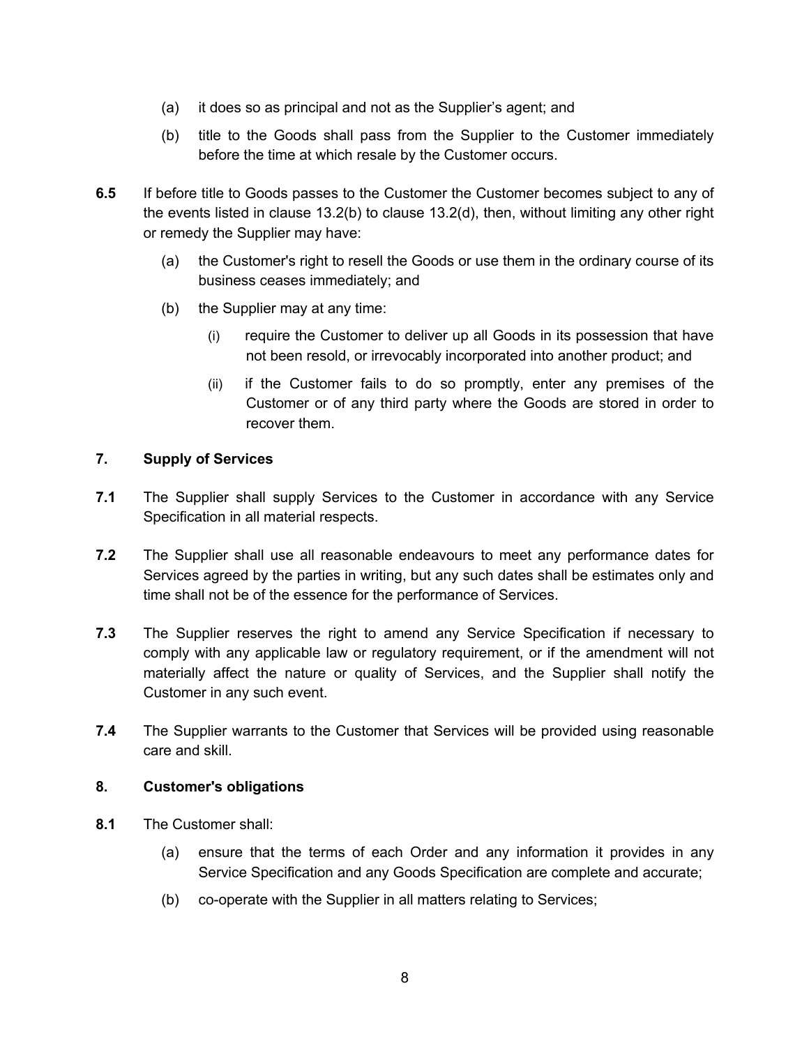(a) it does so as principal and not as the Supplier's agent; and

(b) title to the Goods shall pass from the Supplier to the Customer immediately before the time at which resale by the Customer occurs.

**6.5** If before title to Goods passes to the Customer the Customer becomes subject to any of the events listed in clause 13.2(b) to clause 13.2(d), then, without limiting any other right or remedy the Supplier may have:

(a) the Customer's right to resell the Goods or use them in the ordinary course of its business ceases immediately; and

(b) the Supplier may at any time:

(i) require the Customer to deliver up all Goods in its possession that have not been resold, or irrevocably incorporated into another product; and

(ii) if the Customer fails to do so promptly, enter any premises of the Customer or of any third party where the Goods are stored in order to recover them.

## 7. Supply of Services

**7.1** The Supplier shall supply Services to the Customer in accordance with any Service Specification in all material respects.

**7.2** The Supplier shall use all reasonable endeavours to meet any performance dates for Services agreed by the parties in writing, but any such dates shall be estimates only and time shall not be of the essence for the performance of Services.

**7.3** The Supplier reserves the right to amend any Service Specification if necessary to comply with any applicable law or regulatory requirement, or if the amendment will not materially affect the nature or quality of Services, and the Supplier shall notify the Customer in any such event.

**7.4** The Supplier warrants to the Customer that Services will be provided using reasonable care and skill.

## 8. Customer's obligations

**8.1** The Customer shall:

(a) ensure that the terms of each Order and any information it provides in any Service Specification and any Goods Specification are complete and accurate;

(b) co-operate with the Supplier in all matters relating to Services;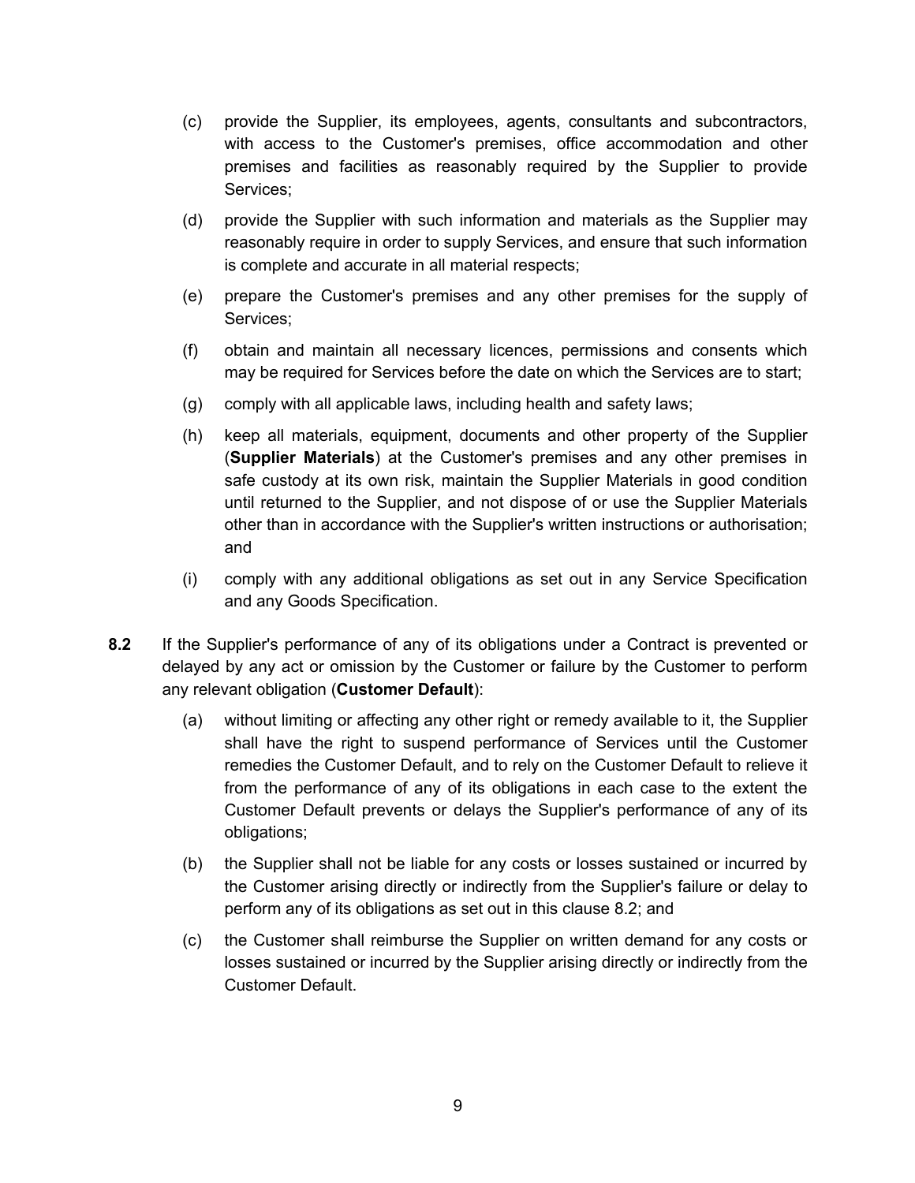(c) provide the Supplier, its employees, agents, consultants and subcontractors, with access to the Customer's premises, office accommodation and other premises and facilities as reasonably required by the Supplier to provide Services;

(d) provide the Supplier with such information and materials as the Supplier may reasonably require in order to supply Services, and ensure that such information is complete and accurate in all material respects;

(e) prepare the Customer's premises and any other premises for the supply of Services;

(f) obtain and maintain all necessary licences, permissions and consents which may be required for Services before the date on which the Services are to start;

(g) comply with all applicable laws, including health and safety laws;

(h) keep all materials, equipment, documents and other property of the Supplier (**Supplier Materials**) at the Customer's premises and any other premises in safe custody at its own risk, maintain the Supplier Materials in good condition until returned to the Supplier, and not dispose of or use the Supplier Materials other than in accordance with the Supplier's written instructions or authorisation; and

(i) comply with any additional obligations as set out in any Service Specification and any Goods Specification.

**8.2** If the Supplier's performance of any of its obligations under a Contract is prevented or delayed by any act or omission by the Customer or failure by the Customer to perform any relevant obligation (**Customer Default**):

(a) without limiting or affecting any other right or remedy available to it, the Supplier shall have the right to suspend performance of Services until the Customer remedies the Customer Default, and to rely on the Customer Default to relieve it from the performance of any of its obligations in each case to the extent the Customer Default prevents or delays the Supplier's performance of any of its obligations;

(b) the Supplier shall not be liable for any costs or losses sustained or incurred by the Customer arising directly or indirectly from the Supplier's failure or delay to perform any of its obligations as set out in this clause 8.2; and

(c) the Customer shall reimburse the Supplier on written demand for any costs or losses sustained or incurred by the Supplier arising directly or indirectly from the Customer Default.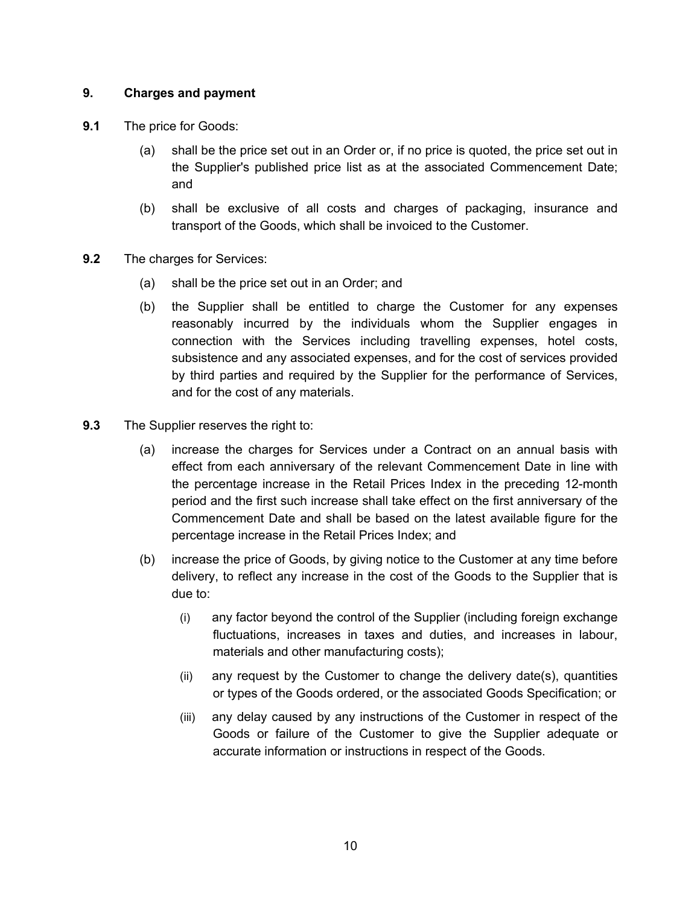## 9. Charges and payment

**9.1** The price for Goods:

(a) shall be the price set out in an Order or, if no price is quoted, the price set out in the Supplier's published price list as at the associated Commencement Date; and

(b) shall be exclusive of all costs and charges of packaging, insurance and transport of the Goods, which shall be invoiced to the Customer.

**9.2** The charges for Services:

(a) shall be the price set out in an Order; and

(b) the Supplier shall be entitled to charge the Customer for any expenses reasonably incurred by the individuals whom the Supplier engages in connection with the Services including travelling expenses, hotel costs, subsistence and any associated expenses, and for the cost of services provided by third parties and required by the Supplier for the performance of Services, and for the cost of any materials.

**9.3** The Supplier reserves the right to:

(a) increase the charges for Services under a Contract on an annual basis with effect from each anniversary of the relevant Commencement Date in line with the percentage increase in the Retail Prices Index in the preceding 12-month period and the first such increase shall take effect on the first anniversary of the Commencement Date and shall be based on the latest available figure for the percentage increase in the Retail Prices Index; and

(b) increase the price of Goods, by giving notice to the Customer at any time before delivery, to reflect any increase in the cost of the Goods to the Supplier that is due to:

(i) any factor beyond the control of the Supplier (including foreign exchange fluctuations, increases in taxes and duties, and increases in labour, materials and other manufacturing costs);

(ii) any request by the Customer to change the delivery date(s), quantities or types of the Goods ordered, or the associated Goods Specification; or

(iii) any delay caused by any instructions of the Customer in respect of the Goods or failure of the Customer to give the Supplier adequate or accurate information or instructions in respect of the Goods.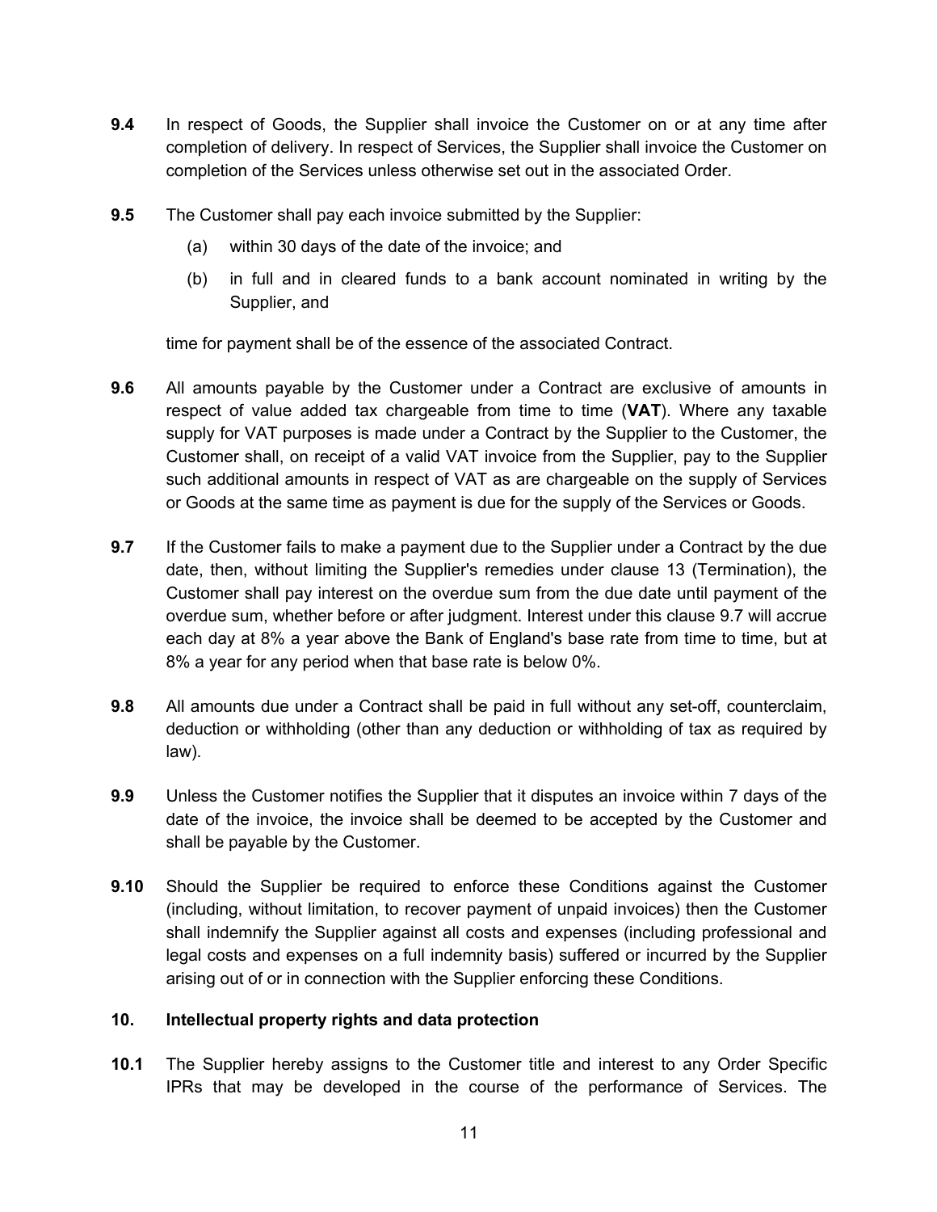**9.4** In respect of Goods, the Supplier shall invoice the Customer on or at any time after completion of delivery. In respect of Services, the Supplier shall invoice the Customer on completion of the Services unless otherwise set out in the associated Order.

**9.5** The Customer shall pay each invoice submitted by the Supplier:

(a) within 30 days of the date of the invoice; and

(b) in full and in cleared funds to a bank account nominated in writing by the Supplier, and

time for payment shall be of the essence of the associated Contract.

**9.6** All amounts payable by the Customer under a Contract are exclusive of amounts in respect of value added tax chargeable from time to time (**VAT**). Where any taxable supply for VAT purposes is made under a Contract by the Supplier to the Customer, the Customer shall, on receipt of a valid VAT invoice from the Supplier, pay to the Supplier such additional amounts in respect of VAT as are chargeable on the supply of Services or Goods at the same time as payment is due for the supply of the Services or Goods.

**9.7** If the Customer fails to make a payment due to the Supplier under a Contract by the due date, then, without limiting the Supplier's remedies under clause 13 (Termination), the Customer shall pay interest on the overdue sum from the due date until payment of the overdue sum, whether before or after judgment. Interest under this clause 9.7 will accrue each day at 8% a year above the Bank of England's base rate from time to time, but at 8% a year for any period when that base rate is below 0%.

**9.8** All amounts due under a Contract shall be paid in full without any set-off, counterclaim, deduction or withholding (other than any deduction or withholding of tax as required by law).

**9.9** Unless the Customer notifies the Supplier that it disputes an invoice within 7 days of the date of the invoice, the invoice shall be deemed to be accepted by the Customer and shall be payable by the Customer.

**9.10** Should the Supplier be required to enforce these Conditions against the Customer (including, without limitation, to recover payment of unpaid invoices) then the Customer shall indemnify the Supplier against all costs and expenses (including professional and legal costs and expenses on a full indemnity basis) suffered or incurred by the Supplier arising out of or in connection with the Supplier enforcing these Conditions.

**10. Intellectual property rights and data protection**

**10.1** The Supplier hereby assigns to the Customer title and interest to any Order Specific IPRs that may be developed in the course of the performance of Services. The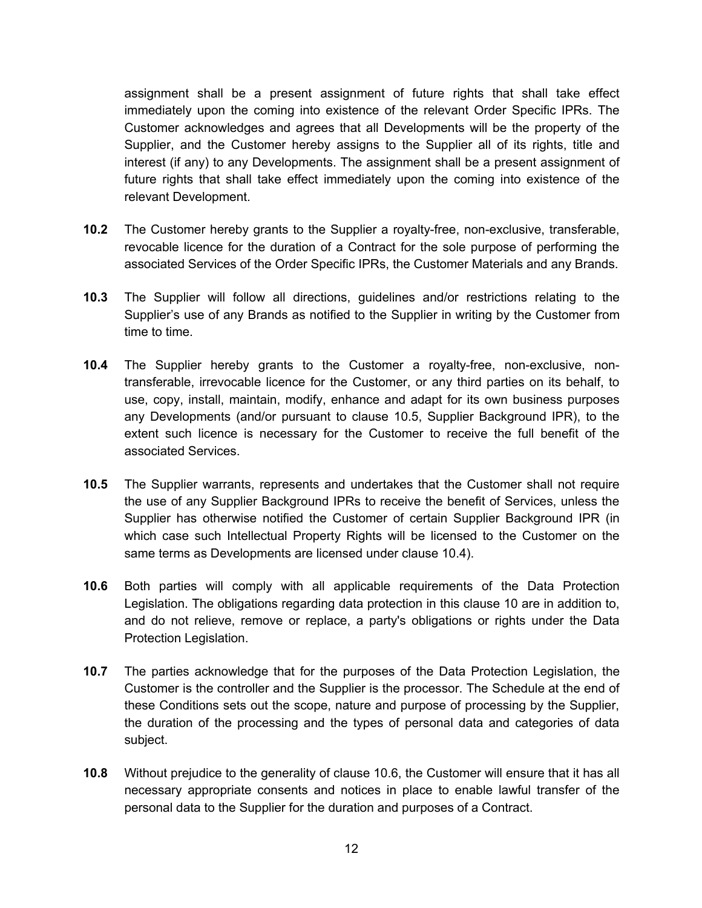assignment shall be a present assignment of future rights that shall take effect immediately upon the coming into existence of the relevant Order Specific IPRs. The Customer acknowledges and agrees that all Developments will be the property of the Supplier, and the Customer hereby assigns to the Supplier all of its rights, title and interest (if any) to any Developments. The assignment shall be a present assignment of future rights that shall take effect immediately upon the coming into existence of the relevant Development.

**10.2** The Customer hereby grants to the Supplier a royalty-free, non-exclusive, transferable, revocable licence for the duration of a Contract for the sole purpose of performing the associated Services of the Order Specific IPRs, the Customer Materials and any Brands.

**10.3** The Supplier will follow all directions, guidelines and/or restrictions relating to the Supplier's use of any Brands as notified to the Supplier in writing by the Customer from time to time.

**10.4** The Supplier hereby grants to the Customer a royalty-free, non-exclusive, non-transferable, irrevocable licence for the Customer, or any third parties on its behalf, to use, copy, install, maintain, modify, enhance and adapt for its own business purposes any Developments (and/or pursuant to clause 10.5, Supplier Background IPR), to the extent such licence is necessary for the Customer to receive the full benefit of the associated Services.

**10.5** The Supplier warrants, represents and undertakes that the Customer shall not require the use of any Supplier Background IPRs to receive the benefit of Services, unless the Supplier has otherwise notified the Customer of certain Supplier Background IPR (in which case such Intellectual Property Rights will be licensed to the Customer on the same terms as Developments are licensed under clause 10.4).

**10.6** Both parties will comply with all applicable requirements of the Data Protection Legislation. The obligations regarding data protection in this clause 10 are in addition to, and do not relieve, remove or replace, a party's obligations or rights under the Data Protection Legislation.

**10.7** The parties acknowledge that for the purposes of the Data Protection Legislation, the Customer is the controller and the Supplier is the processor. The Schedule at the end of these Conditions sets out the scope, nature and purpose of processing by the Supplier, the duration of the processing and the types of personal data and categories of data subject.

**10.8** Without prejudice to the generality of clause 10.6, the Customer will ensure that it has all necessary appropriate consents and notices in place to enable lawful transfer of the personal data to the Supplier for the duration and purposes of a Contract.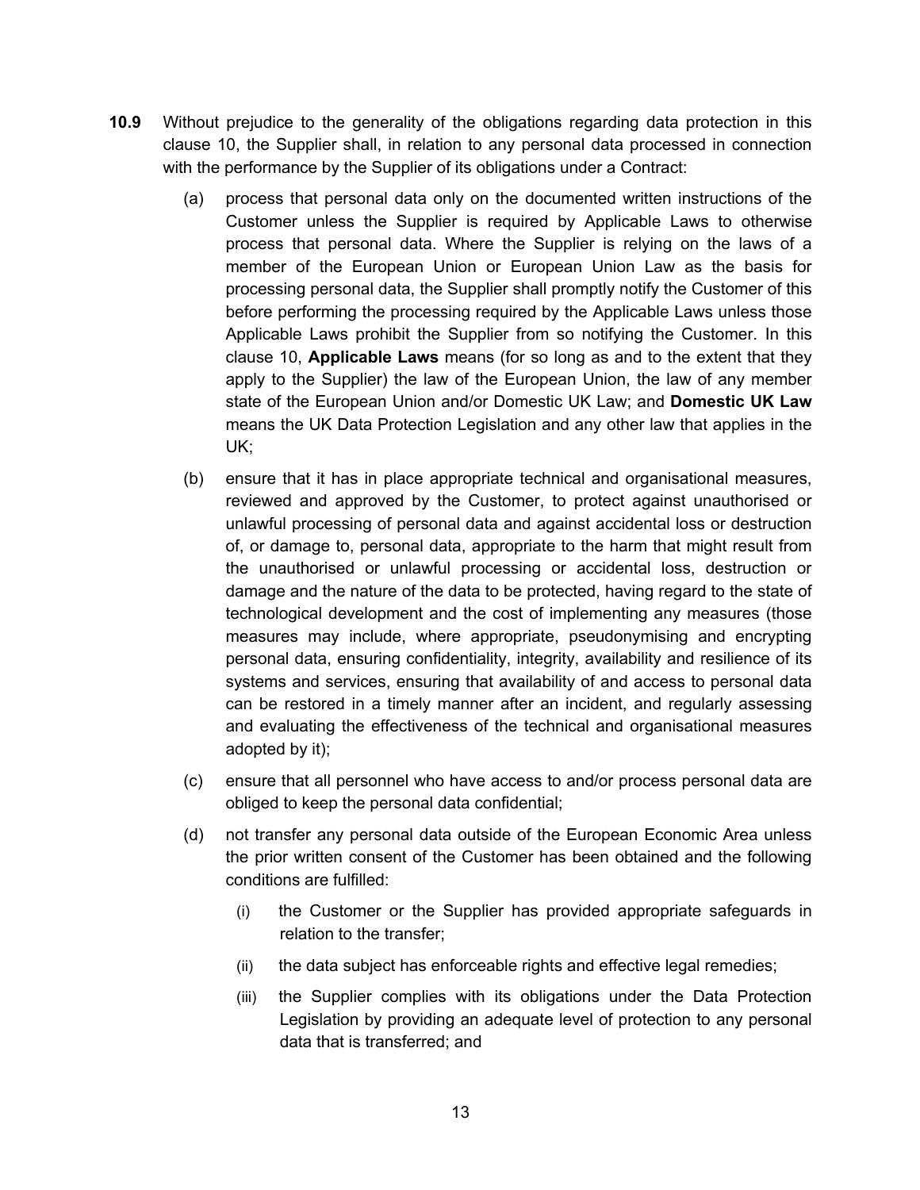**10.9** Without prejudice to the generality of the obligations regarding data protection in this clause 10, the Supplier shall, in relation to any personal data processed in connection with the performance by the Supplier of its obligations under a Contract:

(a) process that personal data only on the documented written instructions of the Customer unless the Supplier is required by Applicable Laws to otherwise process that personal data. Where the Supplier is relying on the laws of a member of the European Union or European Union Law as the basis for processing personal data, the Supplier shall promptly notify the Customer of this before performing the processing required by the Applicable Laws unless those Applicable Laws prohibit the Supplier from so notifying the Customer. In this clause 10, **Applicable Laws** means (for so long as and to the extent that they apply to the Supplier) the law of the European Union, the law of any member state of the European Union and/or Domestic UK Law; and **Domestic UK Law** means the UK Data Protection Legislation and any other law that applies in the UK;

(b) ensure that it has in place appropriate technical and organisational measures, reviewed and approved by the Customer, to protect against unauthorised or unlawful processing of personal data and against accidental loss or destruction of, or damage to, personal data, appropriate to the harm that might result from the unauthorised or unlawful processing or accidental loss, destruction or damage and the nature of the data to be protected, having regard to the state of technological development and the cost of implementing any measures (those measures may include, where appropriate, pseudonymising and encrypting personal data, ensuring confidentiality, integrity, availability and resilience of its systems and services, ensuring that availability of and access to personal data can be restored in a timely manner after an incident, and regularly assessing and evaluating the effectiveness of the technical and organisational measures adopted by it);

(c) ensure that all personnel who have access to and/or process personal data are obliged to keep the personal data confidential;

(d) not transfer any personal data outside of the European Economic Area unless the prior written consent of the Customer has been obtained and the following conditions are fulfilled:

  (i) the Customer or the Supplier has provided appropriate safeguards in relation to the transfer;

  (ii) the data subject has enforceable rights and effective legal remedies;

  (iii) the Supplier complies with its obligations under the Data Protection Legislation by providing an adequate level of protection to any personal data that is transferred; and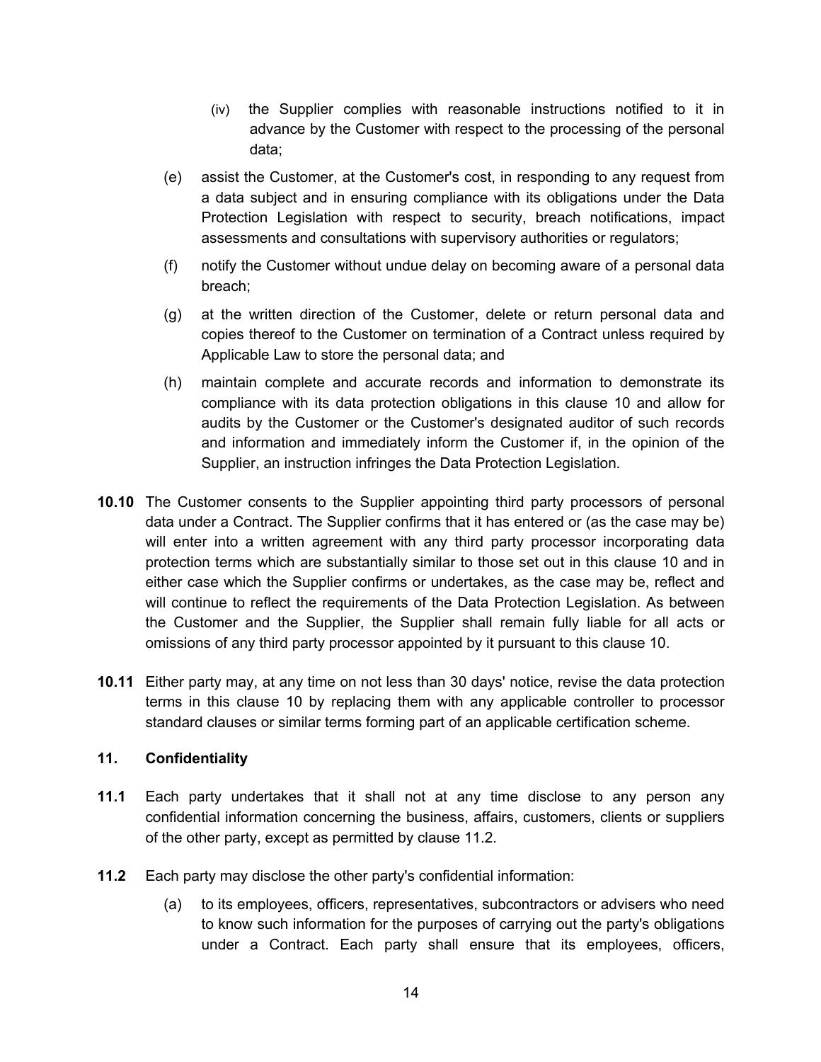(iv) the Supplier complies with reasonable instructions notified to it in advance by the Customer with respect to the processing of the personal data;

(e) assist the Customer, at the Customer's cost, in responding to any request from a data subject and in ensuring compliance with its obligations under the Data Protection Legislation with respect to security, breach notifications, impact assessments and consultations with supervisory authorities or regulators;

(f) notify the Customer without undue delay on becoming aware of a personal data breach;

(g) at the written direction of the Customer, delete or return personal data and copies thereof to the Customer on termination of a Contract unless required by Applicable Law to store the personal data; and

(h) maintain complete and accurate records and information to demonstrate its compliance with its data protection obligations in this clause 10 and allow for audits by the Customer or the Customer's designated auditor of such records and information and immediately inform the Customer if, in the opinion of the Supplier, an instruction infringes the Data Protection Legislation.

**10.10** The Customer consents to the Supplier appointing third party processors of personal data under a Contract. The Supplier confirms that it has entered or (as the case may be) will enter into a written agreement with any third party processor incorporating data protection terms which are substantially similar to those set out in this clause 10 and in either case which the Supplier confirms or undertakes, as the case may be, reflect and will continue to reflect the requirements of the Data Protection Legislation. As between the Customer and the Supplier, the Supplier shall remain fully liable for all acts or omissions of any third party processor appointed by it pursuant to this clause 10.

**10.11** Either party may, at any time on not less than 30 days' notice, revise the data protection terms in this clause 10 by replacing them with any applicable controller to processor standard clauses or similar terms forming part of an applicable certification scheme.

## 11. Confidentiality

**11.1** Each party undertakes that it shall not at any time disclose to any person any confidential information concerning the business, affairs, customers, clients or suppliers of the other party, except as permitted by clause 11.2.

**11.2** Each party may disclose the other party's confidential information:

(a) to its employees, officers, representatives, subcontractors or advisers who need to know such information for the purposes of carrying out the party's obligations under a Contract. Each party shall ensure that its employees, officers,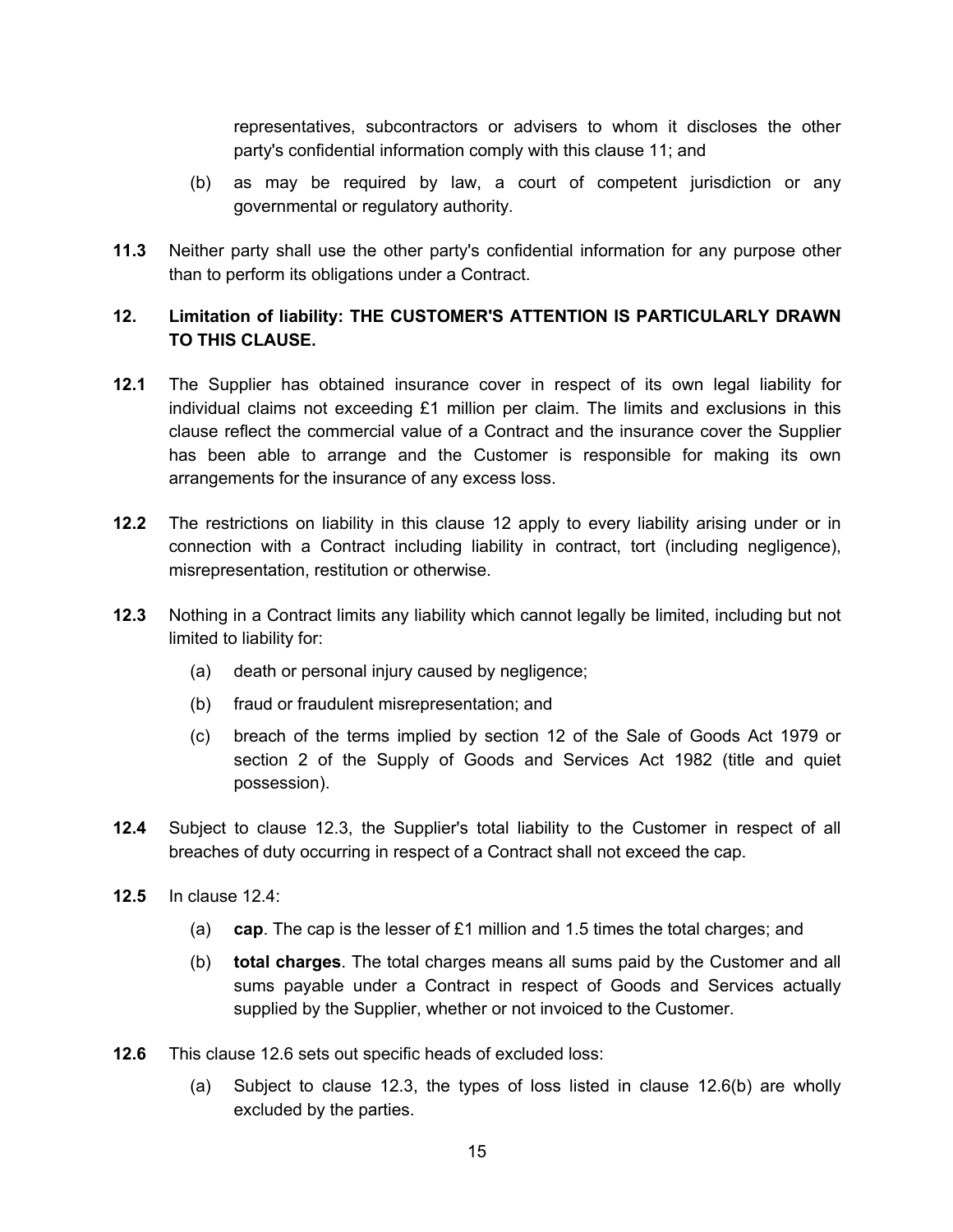representatives, subcontractors or advisers to whom it discloses the other party's confidential information comply with this clause 11; and

(b) as may be required by law, a court of competent jurisdiction or any governmental or regulatory authority.

**11.3** Neither party shall use the other party's confidential information for any purpose other than to perform its obligations under a Contract.

## 12. Limitation of liability: THE CUSTOMER'S ATTENTION IS PARTICULARLY DRAWN TO THIS CLAUSE.

**12.1** The Supplier has obtained insurance cover in respect of its own legal liability for individual claims not exceeding £1 million per claim. The limits and exclusions in this clause reflect the commercial value of a Contract and the insurance cover the Supplier has been able to arrange and the Customer is responsible for making its own arrangements for the insurance of any excess loss.

**12.2** The restrictions on liability in this clause 12 apply to every liability arising under or in connection with a Contract including liability in contract, tort (including negligence), misrepresentation, restitution or otherwise.

**12.3** Nothing in a Contract limits any liability which cannot legally be limited, including but not limited to liability for:

(a) death or personal injury caused by negligence;

(b) fraud or fraudulent misrepresentation; and

(c) breach of the terms implied by section 12 of the Sale of Goods Act 1979 or section 2 of the Supply of Goods and Services Act 1982 (title and quiet possession).

**12.4** Subject to clause 12.3, the Supplier's total liability to the Customer in respect of all breaches of duty occurring in respect of a Contract shall not exceed the cap.

**12.5** In clause 12.4:

(a) **cap**. The cap is the lesser of £1 million and 1.5 times the total charges; and

(b) **total charges**. The total charges means all sums paid by the Customer and all sums payable under a Contract in respect of Goods and Services actually supplied by the Supplier, whether or not invoiced to the Customer.

**12.6** This clause 12.6 sets out specific heads of excluded loss:

(a) Subject to clause 12.3, the types of loss listed in clause 12.6(b) are wholly excluded by the parties.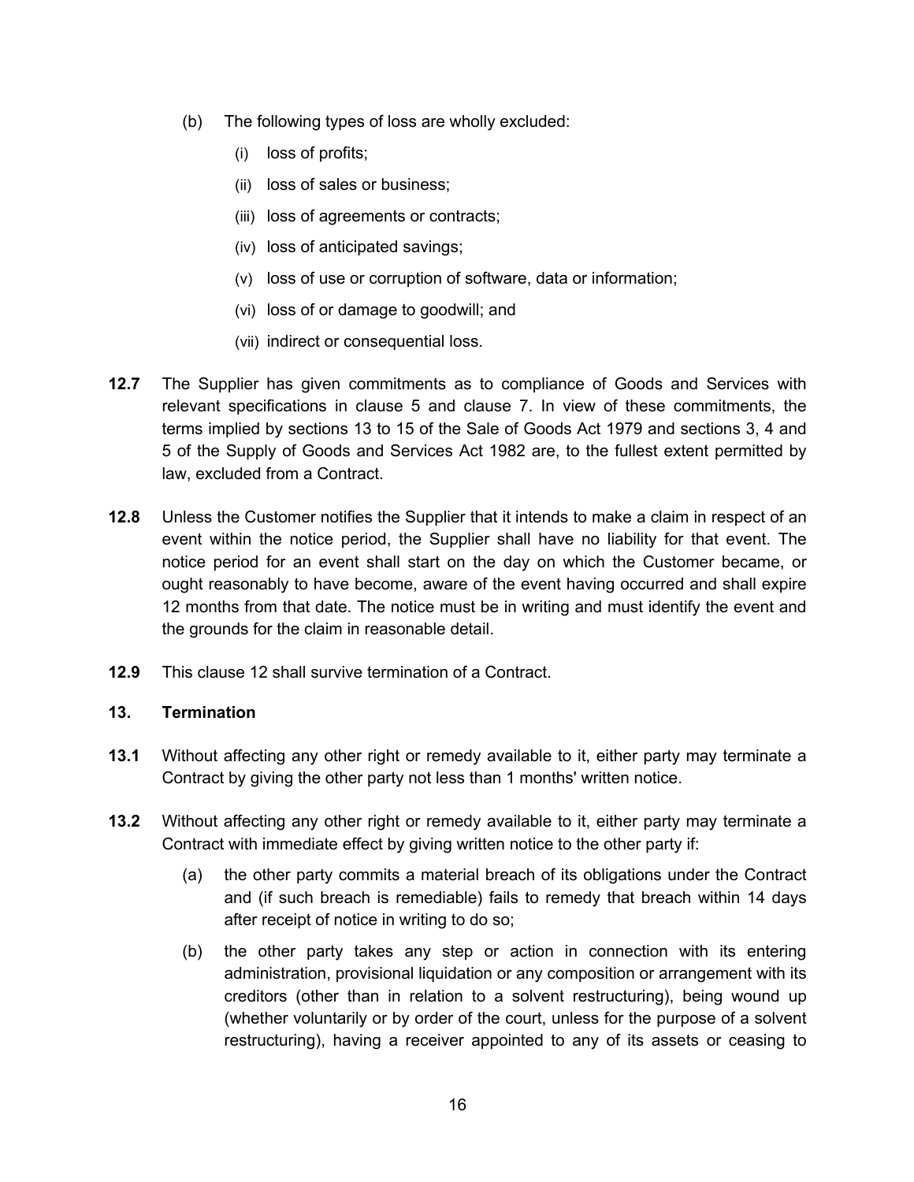(b) The following types of loss are wholly excluded:

   (i) loss of profits;

   (ii) loss of sales or business;

   (iii) loss of agreements or contracts;

   (iv) loss of anticipated savings;

   (v) loss of use or corruption of software, data or information;

   (vi) loss of or damage to goodwill; and

   (vii) indirect or consequential loss.

**12.7** The Supplier has given commitments as to compliance of Goods and Services with relevant specifications in clause 5 and clause 7. In view of these commitments, the terms implied by sections 13 to 15 of the Sale of Goods Act 1979 and sections 3, 4 and 5 of the Supply of Goods and Services Act 1982 are, to the fullest extent permitted by law, excluded from a Contract.

**12.8** Unless the Customer notifies the Supplier that it intends to make a claim in respect of an event within the notice period, the Supplier shall have no liability for that event. The notice period for an event shall start on the day on which the Customer became, or ought reasonably to have become, aware of the event having occurred and shall expire 12 months from that date. The notice must be in writing and must identify the event and the grounds for the claim in reasonable detail.

**12.9** This clause 12 shall survive termination of a Contract.

## 13. Termination

**13.1** Without affecting any other right or remedy available to it, either party may terminate a Contract by giving the other party not less than 1 months' written notice.

**13.2** Without affecting any other right or remedy available to it, either party may terminate a Contract with immediate effect by giving written notice to the other party if:

   (a) the other party commits a material breach of its obligations under the Contract and (if such breach is remediable) fails to remedy that breach within 14 days after receipt of notice in writing to do so;

   (b) the other party takes any step or action in connection with its entering administration, provisional liquidation or any composition or arrangement with its creditors (other than in relation to a solvent restructuring), being wound up (whether voluntarily or by order of the court, unless for the purpose of a solvent restructuring), having a receiver appointed to any of its assets or ceasing to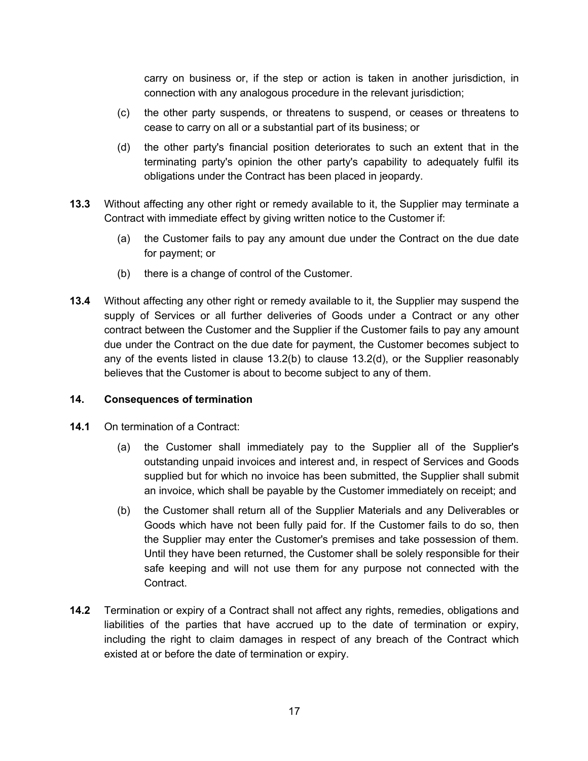carry on business or, if the step or action is taken in another jurisdiction, in connection with any analogous procedure in the relevant jurisdiction;

(c) the other party suspends, or threatens to suspend, or ceases or threatens to cease to carry on all or a substantial part of its business; or

(d) the other party's financial position deteriorates to such an extent that in the terminating party's opinion the other party's capability to adequately fulfil its obligations under the Contract has been placed in jeopardy.

**13.3** Without affecting any other right or remedy available to it, the Supplier may terminate a Contract with immediate effect by giving written notice to the Customer if:

(a) the Customer fails to pay any amount due under the Contract on the due date for payment; or

(b) there is a change of control of the Customer.

**13.4** Without affecting any other right or remedy available to it, the Supplier may suspend the supply of Services or all further deliveries of Goods under a Contract or any other contract between the Customer and the Supplier if the Customer fails to pay any amount due under the Contract on the due date for payment, the Customer becomes subject to any of the events listed in clause 13.2(b) to clause 13.2(d), or the Supplier reasonably believes that the Customer is about to become subject to any of them.

**14. Consequences of termination**

**14.1** On termination of a Contract:

(a) the Customer shall immediately pay to the Supplier all of the Supplier's outstanding unpaid invoices and interest and, in respect of Services and Goods supplied but for which no invoice has been submitted, the Supplier shall submit an invoice, which shall be payable by the Customer immediately on receipt; and

(b) the Customer shall return all of the Supplier Materials and any Deliverables or Goods which have not been fully paid for. If the Customer fails to do so, then the Supplier may enter the Customer's premises and take possession of them. Until they have been returned, the Customer shall be solely responsible for their safe keeping and will not use them for any purpose not connected with the Contract.

**14.2** Termination or expiry of a Contract shall not affect any rights, remedies, obligations and liabilities of the parties that have accrued up to the date of termination or expiry, including the right to claim damages in respect of any breach of the Contract which existed at or before the date of termination or expiry.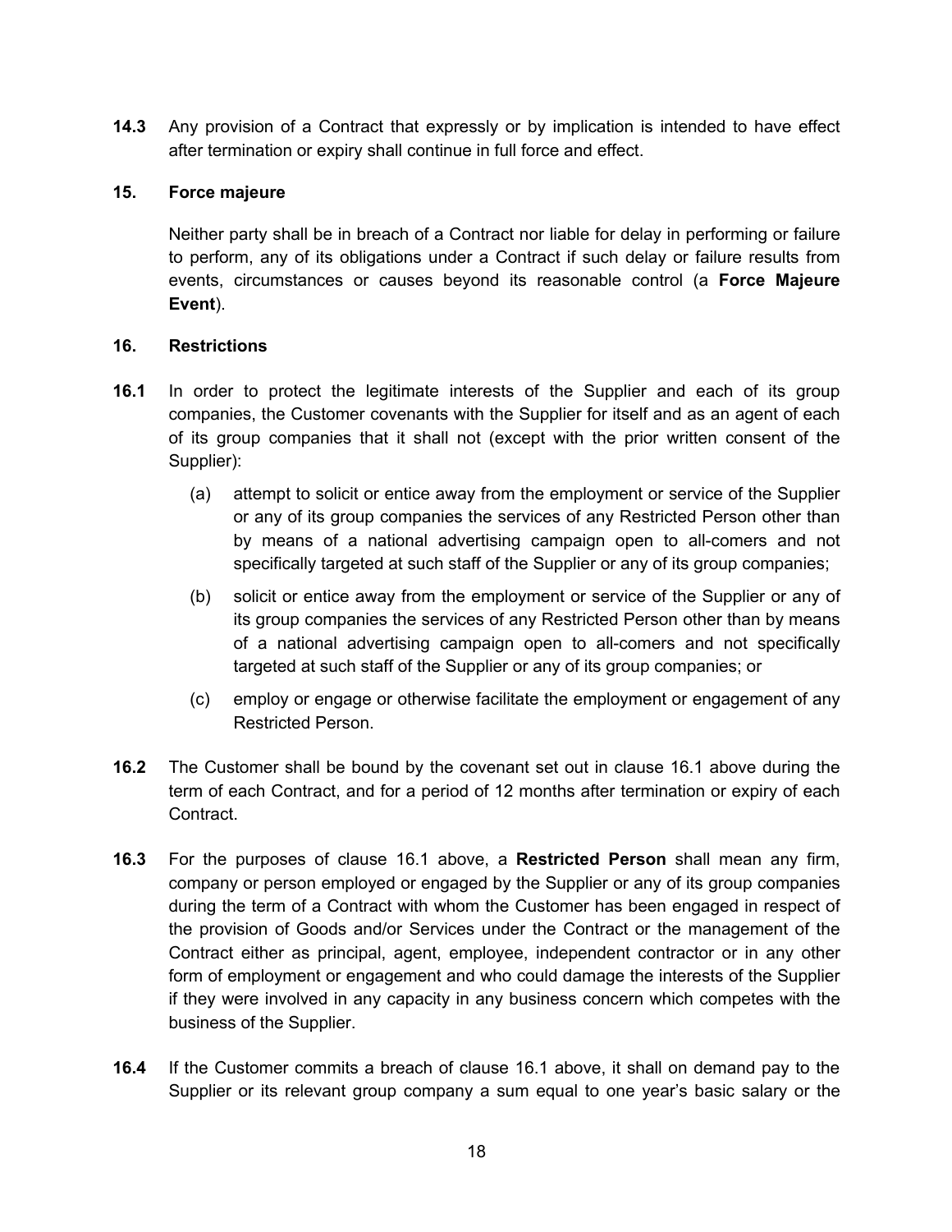**14.3** Any provision of a Contract that expressly or by implication is intended to have effect after termination or expiry shall continue in full force and effect.

## 15. Force majeure

Neither party shall be in breach of a Contract nor liable for delay in performing or failure to perform, any of its obligations under a Contract if such delay or failure results from events, circumstances or causes beyond its reasonable control (a **Force Majeure Event**).

## 16. Restrictions

**16.1** In order to protect the legitimate interests of the Supplier and each of its group companies, the Customer covenants with the Supplier for itself and as an agent of each of its group companies that it shall not (except with the prior written consent of the Supplier):

(a) attempt to solicit or entice away from the employment or service of the Supplier or any of its group companies the services of any Restricted Person other than by means of a national advertising campaign open to all-comers and not specifically targeted at such staff of the Supplier or any of its group companies;

(b) solicit or entice away from the employment or service of the Supplier or any of its group companies the services of any Restricted Person other than by means of a national advertising campaign open to all-comers and not specifically targeted at such staff of the Supplier or any of its group companies; or

(c) employ or engage or otherwise facilitate the employment or engagement of any Restricted Person.

**16.2** The Customer shall be bound by the covenant set out in clause 16.1 above during the term of each Contract, and for a period of 12 months after termination or expiry of each Contract.

**16.3** For the purposes of clause 16.1 above, a **Restricted Person** shall mean any firm, company or person employed or engaged by the Supplier or any of its group companies during the term of a Contract with whom the Customer has been engaged in respect of the provision of Goods and/or Services under the Contract or the management of the Contract either as principal, agent, employee, independent contractor or in any other form of employment or engagement and who could damage the interests of the Supplier if they were involved in any capacity in any business concern which competes with the business of the Supplier.

**16.4** If the Customer commits a breach of clause 16.1 above, it shall on demand pay to the Supplier or its relevant group company a sum equal to one year's basic salary or the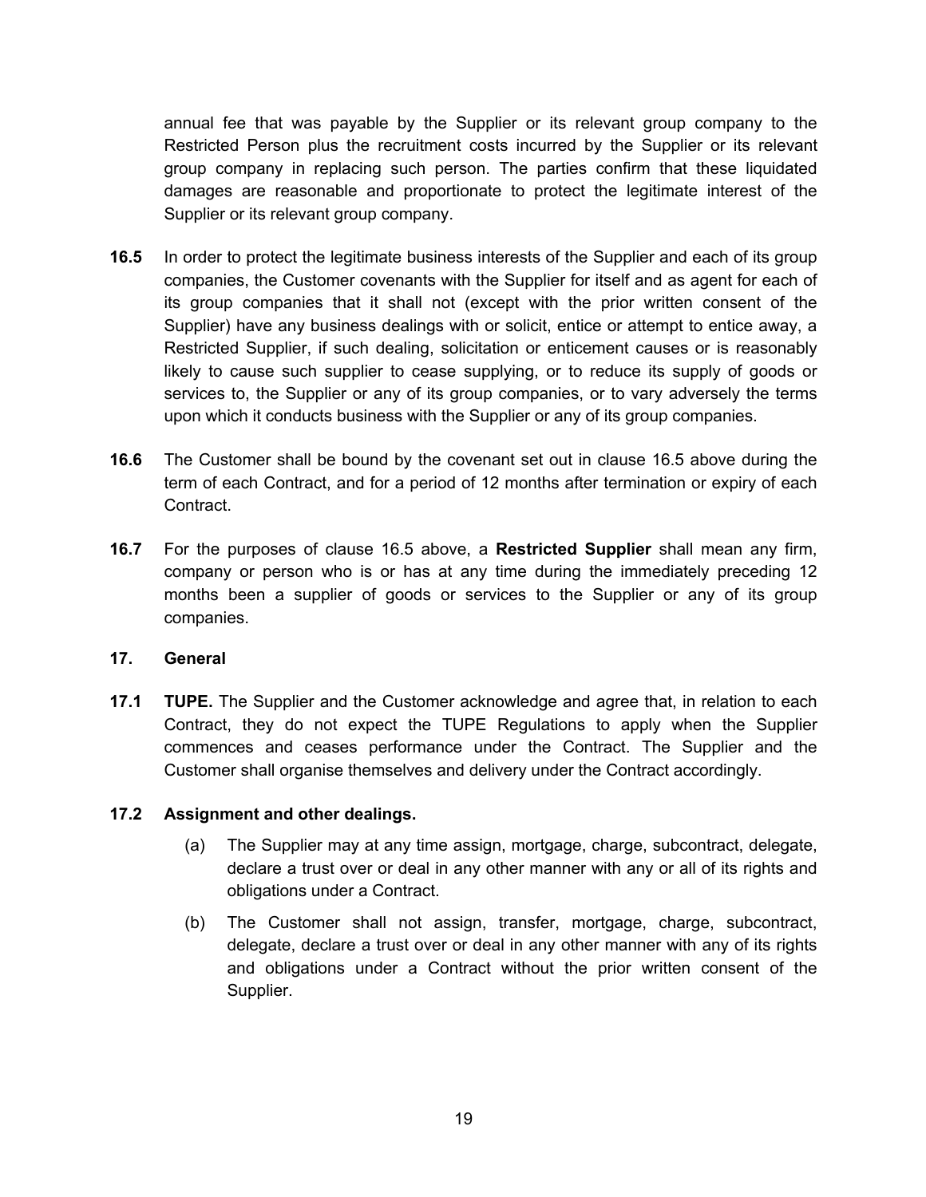annual fee that was payable by the Supplier or its relevant group company to the Restricted Person plus the recruitment costs incurred by the Supplier or its relevant group company in replacing such person. The parties confirm that these liquidated damages are reasonable and proportionate to protect the legitimate interest of the Supplier or its relevant group company.

**16.5** In order to protect the legitimate business interests of the Supplier and each of its group companies, the Customer covenants with the Supplier for itself and as agent for each of its group companies that it shall not (except with the prior written consent of the Supplier) have any business dealings with or solicit, entice or attempt to entice away, a Restricted Supplier, if such dealing, solicitation or enticement causes or is reasonably likely to cause such supplier to cease supplying, or to reduce its supply of goods or services to, the Supplier or any of its group companies, or to vary adversely the terms upon which it conducts business with the Supplier or any of its group companies.

**16.6** The Customer shall be bound by the covenant set out in clause 16.5 above during the term of each Contract, and for a period of 12 months after termination or expiry of each Contract.

**16.7** For the purposes of clause 16.5 above, a **Restricted Supplier** shall mean any firm, company or person who is or has at any time during the immediately preceding 12 months been a supplier of goods or services to the Supplier or any of its group companies.

## 17. General

**17.1** **TUPE.** The Supplier and the Customer acknowledge and agree that, in relation to each Contract, they do not expect the TUPE Regulations to apply when the Supplier commences and ceases performance under the Contract. The Supplier and the Customer shall organise themselves and delivery under the Contract accordingly.

**17.2** **Assignment and other dealings.**

(a) The Supplier may at any time assign, mortgage, charge, subcontract, delegate, declare a trust over or deal in any other manner with any or all of its rights and obligations under a Contract.

(b) The Customer shall not assign, transfer, mortgage, charge, subcontract, delegate, declare a trust over or deal in any other manner with any of its rights and obligations under a Contract without the prior written consent of the Supplier.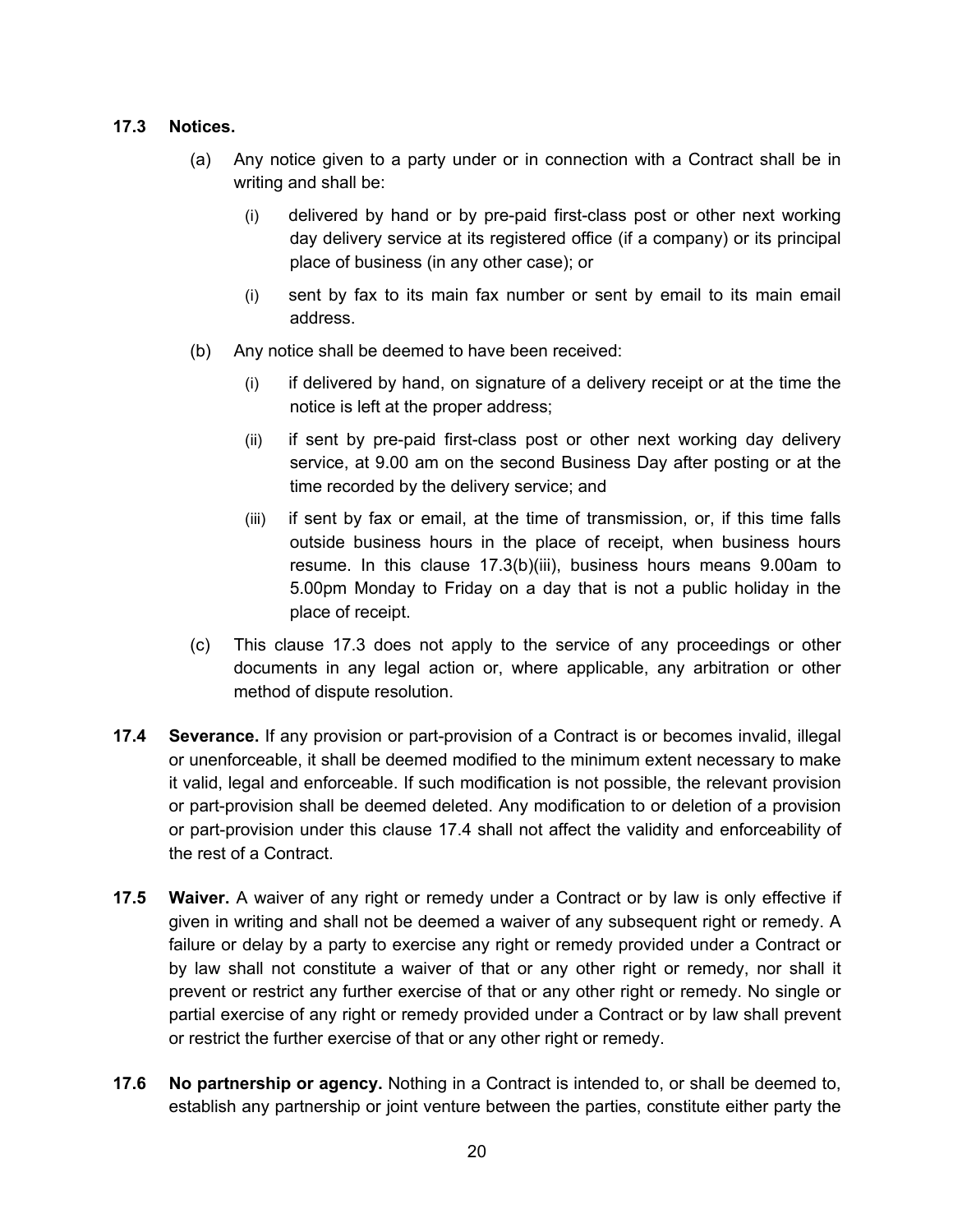**17.3 Notices.**

(a) Any notice given to a party under or in connection with a Contract shall be in writing and shall be:

(i) delivered by hand or by pre-paid first-class post or other next working day delivery service at its registered office (if a company) or its principal place of business (in any other case); or

(i) sent by fax to its main fax number or sent by email to its main email address.

(b) Any notice shall be deemed to have been received:

(i) if delivered by hand, on signature of a delivery receipt or at the time the notice is left at the proper address;

(ii) if sent by pre-paid first-class post or other next working day delivery service, at 9.00 am on the second Business Day after posting or at the time recorded by the delivery service; and

(iii) if sent by fax or email, at the time of transmission, or, if this time falls outside business hours in the place of receipt, when business hours resume. In this clause 17.3(b)(iii), business hours means 9.00am to 5.00pm Monday to Friday on a day that is not a public holiday in the place of receipt.

(c) This clause 17.3 does not apply to the service of any proceedings or other documents in any legal action or, where applicable, any arbitration or other method of dispute resolution.

**17.4 Severance.** If any provision or part-provision of a Contract is or becomes invalid, illegal or unenforceable, it shall be deemed modified to the minimum extent necessary to make it valid, legal and enforceable. If such modification is not possible, the relevant provision or part-provision shall be deemed deleted. Any modification to or deletion of a provision or part-provision under this clause 17.4 shall not affect the validity and enforceability of the rest of a Contract.

**17.5 Waiver.** A waiver of any right or remedy under a Contract or by law is only effective if given in writing and shall not be deemed a waiver of any subsequent right or remedy. A failure or delay by a party to exercise any right or remedy provided under a Contract or by law shall not constitute a waiver of that or any other right or remedy, nor shall it prevent or restrict any further exercise of that or any other right or remedy. No single or partial exercise of any right or remedy provided under a Contract or by law shall prevent or restrict the further exercise of that or any other right or remedy.

**17.6 No partnership or agency.** Nothing in a Contract is intended to, or shall be deemed to, establish any partnership or joint venture between the parties, constitute either party the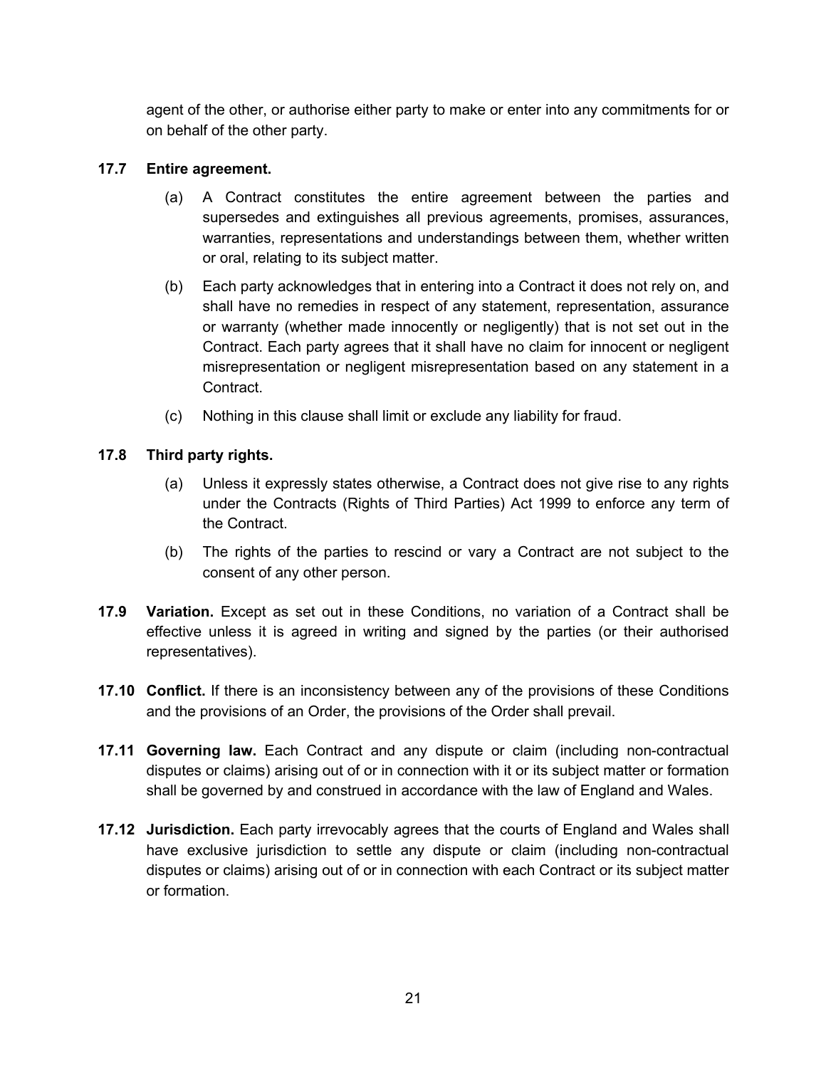agent of the other, or authorise either party to make or enter into any commitments for or on behalf of the other party.

**17.7 Entire agreement.**

(a) A Contract constitutes the entire agreement between the parties and supersedes and extinguishes all previous agreements, promises, assurances, warranties, representations and understandings between them, whether written or oral, relating to its subject matter.

(b) Each party acknowledges that in entering into a Contract it does not rely on, and shall have no remedies in respect of any statement, representation, assurance or warranty (whether made innocently or negligently) that is not set out in the Contract. Each party agrees that it shall have no claim for innocent or negligent misrepresentation or negligent misrepresentation based on any statement in a Contract.

(c) Nothing in this clause shall limit or exclude any liability for fraud.

**17.8 Third party rights.**

(a) Unless it expressly states otherwise, a Contract does not give rise to any rights under the Contracts (Rights of Third Parties) Act 1999 to enforce any term of the Contract.

(b) The rights of the parties to rescind or vary a Contract are not subject to the consent of any other person.

**17.9 Variation.** Except as set out in these Conditions, no variation of a Contract shall be effective unless it is agreed in writing and signed by the parties (or their authorised representatives).

**17.10 Conflict.** If there is an inconsistency between any of the provisions of these Conditions and the provisions of an Order, the provisions of the Order shall prevail.

**17.11 Governing law.** Each Contract and any dispute or claim (including non-contractual disputes or claims) arising out of or in connection with it or its subject matter or formation shall be governed by and construed in accordance with the law of England and Wales.

**17.12 Jurisdiction.** Each party irrevocably agrees that the courts of England and Wales shall have exclusive jurisdiction to settle any dispute or claim (including non-contractual disputes or claims) arising out of or in connection with each Contract or its subject matter or formation.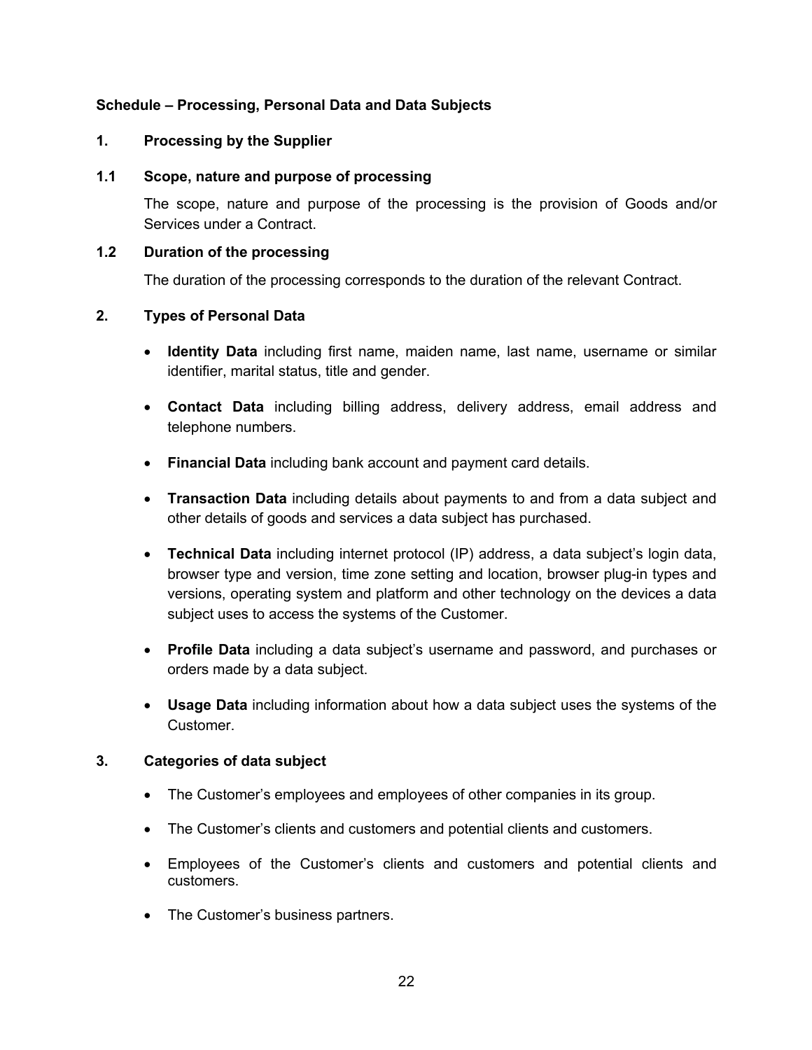**Schedule – Processing, Personal Data and Data Subjects**

**1. Processing by the Supplier**

**1.1 Scope, nature and purpose of processing**

The scope, nature and purpose of the processing is the provision of Goods and/or Services under a Contract.

**1.2 Duration of the processing**

The duration of the processing corresponds to the duration of the relevant Contract.

**2. Types of Personal Data**

- **Identity Data** including first name, maiden name, last name, username or similar identifier, marital status, title and gender.
- **Contact Data** including billing address, delivery address, email address and telephone numbers.
- **Financial Data** including bank account and payment card details.
- **Transaction Data** including details about payments to and from a data subject and other details of goods and services a data subject has purchased.
- **Technical Data** including internet protocol (IP) address, a data subject's login data, browser type and version, time zone setting and location, browser plug-in types and versions, operating system and platform and other technology on the devices a data subject uses to access the systems of the Customer.
- **Profile Data** including a data subject's username and password, and purchases or orders made by a data subject.
- **Usage Data** including information about how a data subject uses the systems of the Customer.

**3. Categories of data subject**

- The Customer's employees and employees of other companies in its group.
- The Customer's clients and customers and potential clients and customers.
- Employees of the Customer's clients and customers and potential clients and customers.
- The Customer's business partners.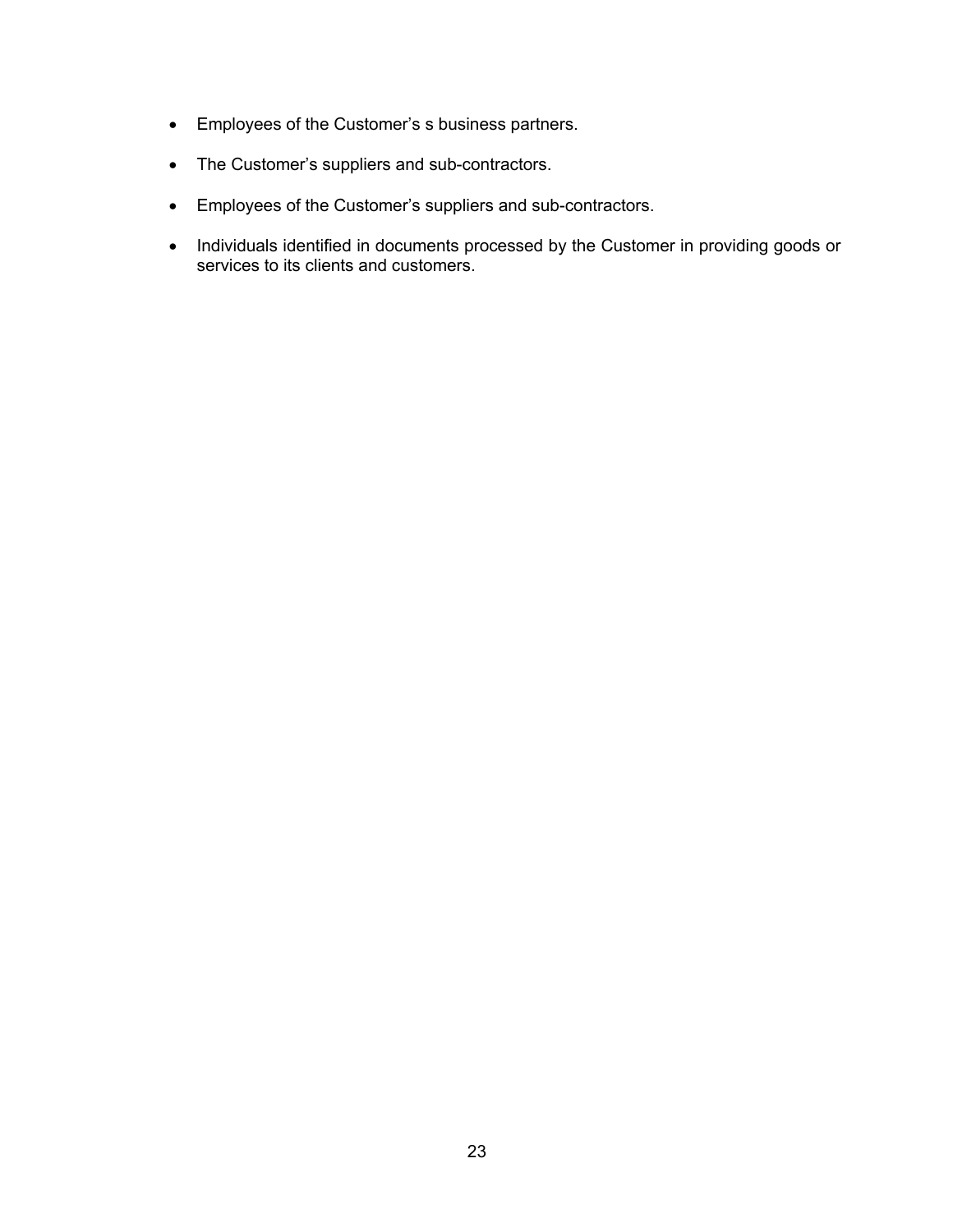- Employees of the Customer's s business partners.
- The Customer's suppliers and sub-contractors.
- Employees of the Customer's suppliers and sub-contractors.
- Individuals identified in documents processed by the Customer in providing goods or services to its clients and customers.